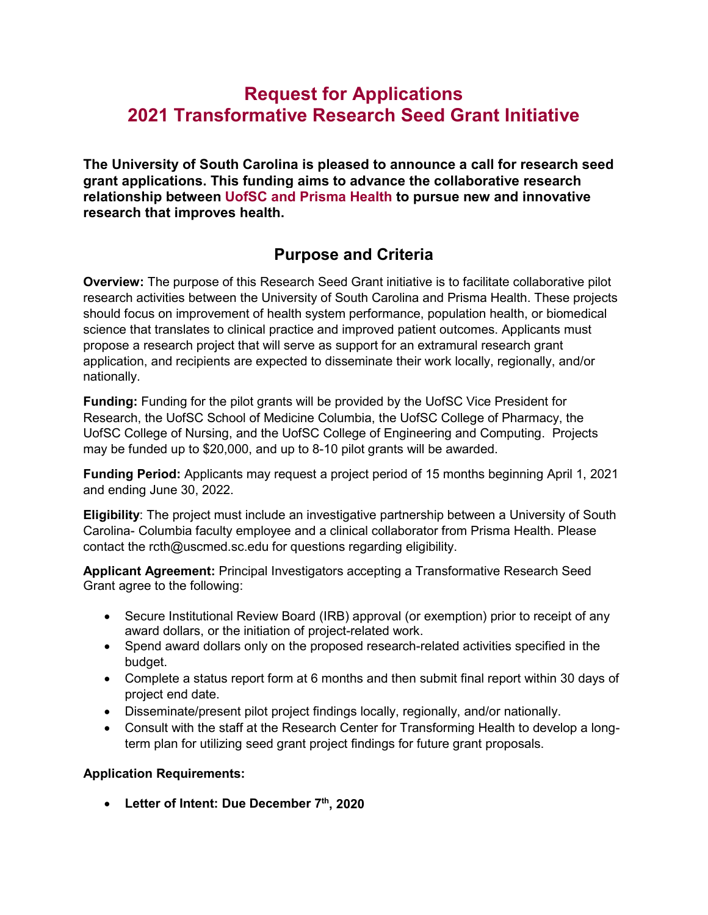# Request for Applications
# 2021 Transformative Research Seed Grant Initiative

**The University of South Carolina is pleased to announce a call for research seed grant applications. This funding aims to advance the collaborative research relationship between UofSC and Prisma Health to pursue new and innovative research that improves health.**

## Purpose and Criteria

**Overview:** The purpose of this Research Seed Grant initiative is to facilitate collaborative pilot research activities between the University of South Carolina and Prisma Health. These projects should focus on improvement of health system performance, population health, or biomedical science that translates to clinical practice and improved patient outcomes. Applicants must propose a research project that will serve as support for an extramural research grant application, and recipients are expected to disseminate their work locally, regionally, and/or nationally.

**Funding:** Funding for the pilot grants will be provided by the UofSC Vice President for Research, the UofSC School of Medicine Columbia, the UofSC College of Pharmacy, the UofSC College of Nursing, and the UofSC College of Engineering and Computing. Projects may be funded up to $20,000, and up to 8-10 pilot grants will be awarded.

**Funding Period:** Applicants may request a project period of 15 months beginning April 1, 2021 and ending June 30, 2022.

**Eligibility**: The project must include an investigative partnership between a University of South Carolina- Columbia faculty employee and a clinical collaborator from Prisma Health. Please contact the rcth@uscmed.sc.edu for questions regarding eligibility.

**Applicant Agreement:** Principal Investigators accepting a Transformative Research Seed Grant agree to the following:

- Secure Institutional Review Board (IRB) approval (or exemption) prior to receipt of any award dollars, or the initiation of project-related work.
- Spend award dollars only on the proposed research-related activities specified in the budget.
- Complete a status report form at 6 months and then submit final report within 30 days of project end date.
- Disseminate/present pilot project findings locally, regionally, and/or nationally.
- Consult with the staff at the Research Center for Transforming Health to develop a long-term plan for utilizing seed grant project findings for future grant proposals.

**Application Requirements:**

- **Letter of Intent: Due December 7th, 2020**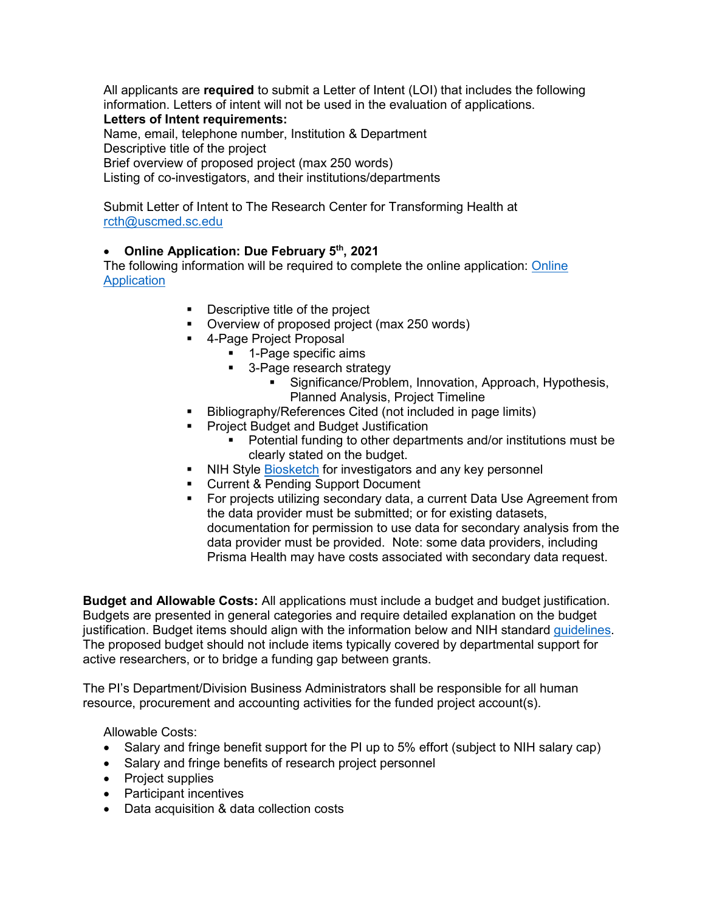All applicants are **required** to submit a Letter of Intent (LOI) that includes the following information. Letters of intent will not be used in the evaluation of applications.

**Letters of Intent requirements:**

Name, email, telephone number, Institution & Department

Descriptive title of the project

Brief overview of proposed project (max 250 words)

Listing of co-investigators, and their institutions/departments

Submit Letter of Intent to The Research Center for Transforming Health at rcth@uscmed.sc.edu

- **Online Application: Due February 5th, 2021**

The following information will be required to complete the online application: Online Application

- Descriptive title of the project
- Overview of proposed project (max 250 words)
- 4-Page Project Proposal
  - 1-Page specific aims
  - 3-Page research strategy
    - Significance/Problem, Innovation, Approach, Hypothesis, Planned Analysis, Project Timeline
- Bibliography/References Cited (not included in page limits)
- Project Budget and Budget Justification
  - Potential funding to other departments and/or institutions must be clearly stated on the budget.
- NIH Style Biosketch for investigators and any key personnel
- Current & Pending Support Document
- For projects utilizing secondary data, a current Data Use Agreement from the data provider must be submitted; or for existing datasets, documentation for permission to use data for secondary analysis from the data provider must be provided. Note: some data providers, including Prisma Health may have costs associated with secondary data request.

**Budget and Allowable Costs:** All applications must include a budget and budget justification. Budgets are presented in general categories and require detailed explanation on the budget justification. Budget items should align with the information below and NIH standard guidelines. The proposed budget should not include items typically covered by departmental support for active researchers, or to bridge a funding gap between grants.

The PI's Department/Division Business Administrators shall be responsible for all human resource, procurement and accounting activities for the funded project account(s).

Allowable Costs:

- Salary and fringe benefit support for the PI up to 5% effort (subject to NIH salary cap)
- Salary and fringe benefits of research project personnel
- Project supplies
- Participant incentives
- Data acquisition & data collection costs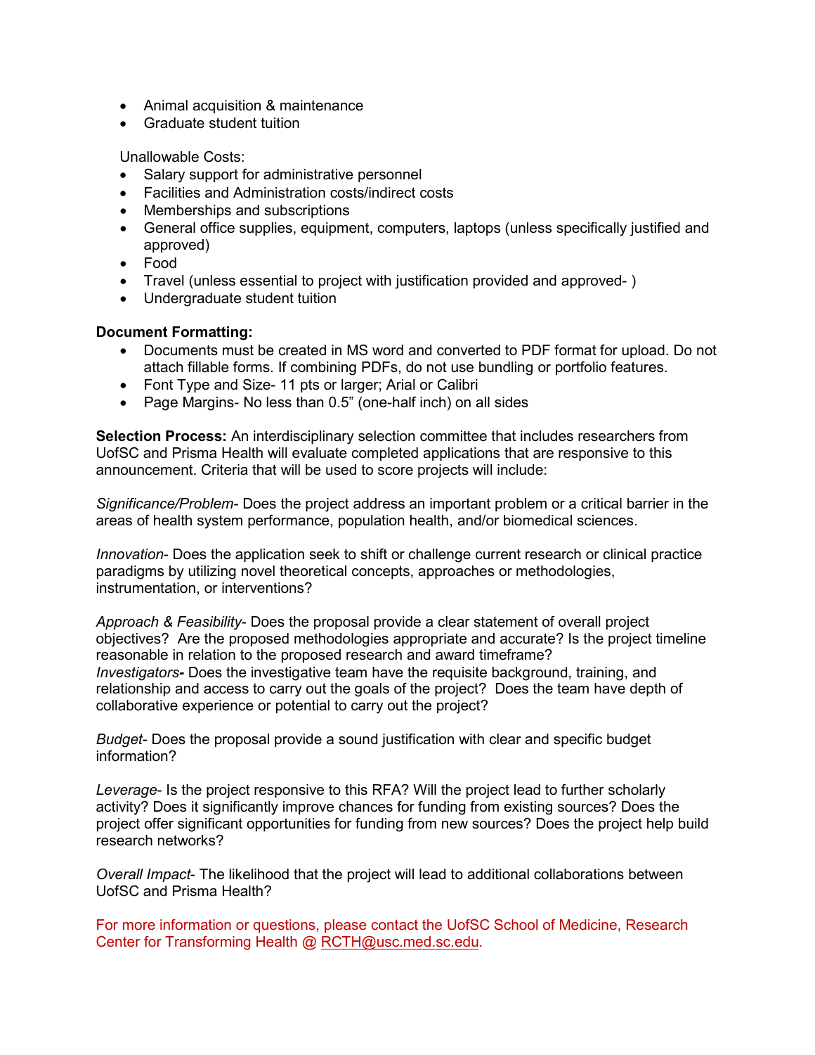- Animal acquisition & maintenance
- Graduate student tuition

Unallowable Costs:

- Salary support for administrative personnel
- Facilities and Administration costs/indirect costs
- Memberships and subscriptions
- General office supplies, equipment, computers, laptops (unless specifically justified and approved)
- Food
- Travel (unless essential to project with justification provided and approved- )
- Undergraduate student tuition

**Document Formatting:**

- Documents must be created in MS word and converted to PDF format for upload. Do not attach fillable forms. If combining PDFs, do not use bundling or portfolio features.
- Font Type and Size- 11 pts or larger; Arial or Calibri
- Page Margins- No less than 0.5" (one-half inch) on all sides

**Selection Process:** An interdisciplinary selection committee that includes researchers from UofSC and Prisma Health will evaluate completed applications that are responsive to this announcement. Criteria that will be used to score projects will include:

*Significance/Problem*- Does the project address an important problem or a critical barrier in the areas of health system performance, population health, and/or biomedical sciences.

*Innovation*- Does the application seek to shift or challenge current research or clinical practice paradigms by utilizing novel theoretical concepts, approaches or methodologies, instrumentation, or interventions?

*Approach & Feasibility*- Does the proposal provide a clear statement of overall project objectives? Are the proposed methodologies appropriate and accurate? Is the project timeline reasonable in relation to the proposed research and award timeframe?
*Investigators*- Does the investigative team have the requisite background, training, and relationship and access to carry out the goals of the project? Does the team have depth of collaborative experience or potential to carry out the project?

*Budget*- Does the proposal provide a sound justification with clear and specific budget information?

*Leverage*- Is the project responsive to this RFA? Will the project lead to further scholarly activity? Does it significantly improve chances for funding from existing sources? Does the project offer significant opportunities for funding from new sources? Does the project help build research networks?

*Overall Impact*- The likelihood that the project will lead to additional collaborations between UofSC and Prisma Health?

For more information or questions, please contact the UofSC School of Medicine, Research Center for Transforming Health @ RCTH@usc.med.sc.edu.